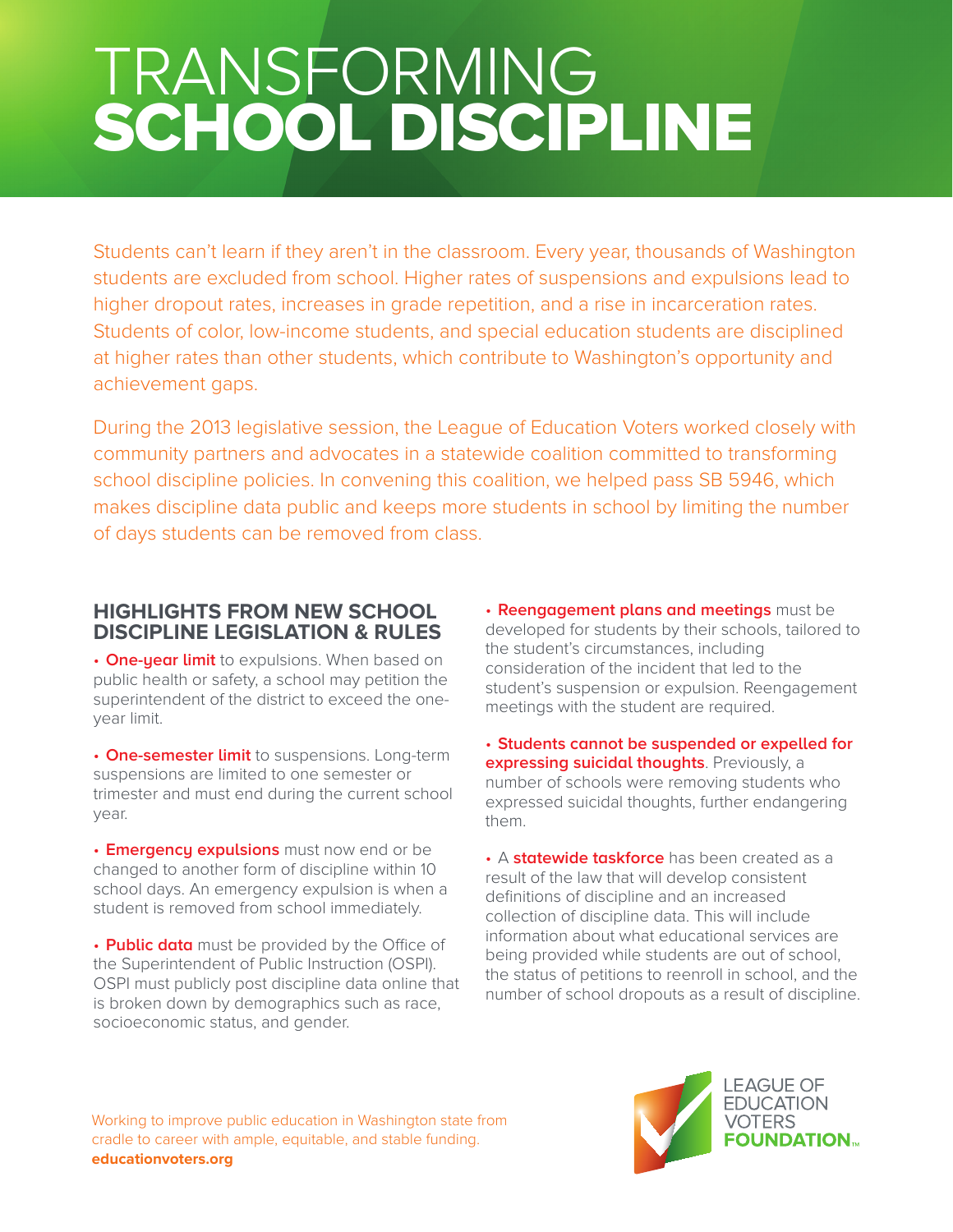# TRANSFORMING **SCHOOL DISCIPLINE**

Students can't learn if they aren't in the classroom. Every year, thousands of Washington students are excluded from school. Higher rates of suspensions and expulsions lead to higher dropout rates, increases in grade repetition, and a rise in incarceration rates. Students of color, low-income students, and special education students are disciplined at higher rates than other students, which contribute to Washington's opportunity and achievement gaps.

During the 2013 legislative session, the League of Education Voters worked closely with community partners and advocates in a statewide coalition committed to transforming school discipline policies. In convening this coalition, we helped pass SB 5946, which makes discipline data public and keeps more students in school by limiting the number of days students can be removed from class.

## HIGHLIGHTS FROM NEW SCHOOL DISCIPLINE LEGISLATION & RULES

- **One-year limit** to expulsions. When based on public health or safety, a school may petition the superintendent of the district to exceed the one-year limit.
- **One-semester limit** to suspensions. Long-term suspensions are limited to one semester or trimester and must end during the current school year.
- **Emergency expulsions** must now end or be changed to another form of discipline within 10 school days. An emergency expulsion is when a student is removed from school immediately.
- **Public data** must be provided by the Office of the Superintendent of Public Instruction (OSPI). OSPI must publicly post discipline data online that is broken down by demographics such as race, socioeconomic status, and gender.
- **Reengagement plans and meetings** must be developed for students by their schools, tailored to the student's circumstances, including consideration of the incident that led to the student's suspension or expulsion. Reengagement meetings with the student are required.
- **Students cannot be suspended or expelled for expressing suicidal thoughts**. Previously, a number of schools were removing students who expressed suicidal thoughts, further endangering them.
- A **statewide taskforce** has been created as a result of the law that will develop consistent definitions of discipline and an increased collection of discipline data. This will include information about what educational services are being provided while students are out of school, the status of petitions to reenroll in school, and the number of school dropouts as a result of discipline.

Working to improve public education in Washington state from cradle to career with ample, equitable, and stable funding.
**educationvoters.org**

LEAGUE OF EDUCATION VOTERS **FOUNDATION**™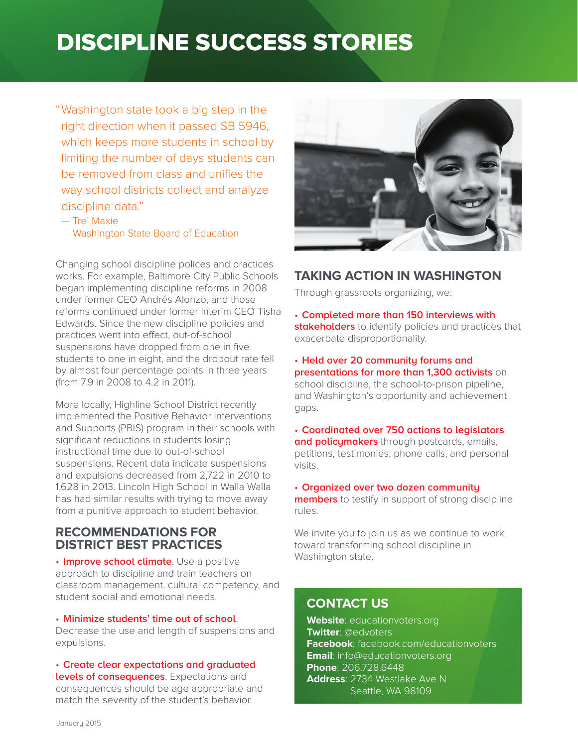# DISCIPLINE SUCCESS STORIES

"Washington state took a big step in the right direction when it passed SB 5946, which keeps more students in school by limiting the number of days students can be removed from class and unifies the way school districts collect and analyze discipline data."
— Tre' Maxie
Washington State Board of Education

Changing school discipline polices and practices works. For example, Baltimore City Public Schools began implementing discipline reforms in 2008 under former CEO Andrés Alonzo, and those reforms continued under former Interim CEO Tisha Edwards. Since the new discipline policies and practices went into effect, out-of-school suspensions have dropped from one in five students to one in eight, and the dropout rate fell by almost four percentage points in three years (from 7.9 in 2008 to 4.2 in 2011).

More locally, Highline School District recently implemented the Positive Behavior Interventions and Supports (PBIS) program in their schools with significant reductions in students losing instructional time due to out-of-school suspensions. Recent data indicate suspensions and expulsions decreased from 2,722 in 2010 to 1,628 in 2013. Lincoln High School in Walla Walla has had similar results with trying to move away from a punitive approach to student behavior.

## RECOMMENDATIONS FOR DISTRICT BEST PRACTICES

- **Improve school climate**. Use a positive approach to discipline and train teachers on classroom management, cultural competency, and student social and emotional needs.
- **Minimize students' time out of school**. Decrease the use and length of suspensions and expulsions.
- **Create clear expectations and graduated levels of consequences**. Expectations and consequences should be age appropriate and match the severity of the student's behavior.

## TAKING ACTION IN WASHINGTON

Through grassroots organizing, we:

- **Completed more than 150 interviews with stakeholders** to identify policies and practices that exacerbate disproportionality.
- **Held over 20 community forums and presentations for more than 1,300 activists** on school discipline, the school-to-prison pipeline, and Washington's opportunity and achievement gaps.
- **Coordinated over 750 actions to legislators and policymakers** through postcards, emails, petitions, testimonies, phone calls, and personal visits.
- **Organized over two dozen community members** to testify in support of strong discipline rules.

We invite you to join us as we continue to work toward transforming school discipline in Washington state.

## CONTACT US

**Website**: educationvoters.org
**Twitter**: @edvoters
**Facebook**: facebook.com/educationvoters
**Email**: info@educationvoters.org
**Phone**: 206.728.6448
**Address**: 2734 Westlake Ave N
Seattle, WA 98109

January 2015